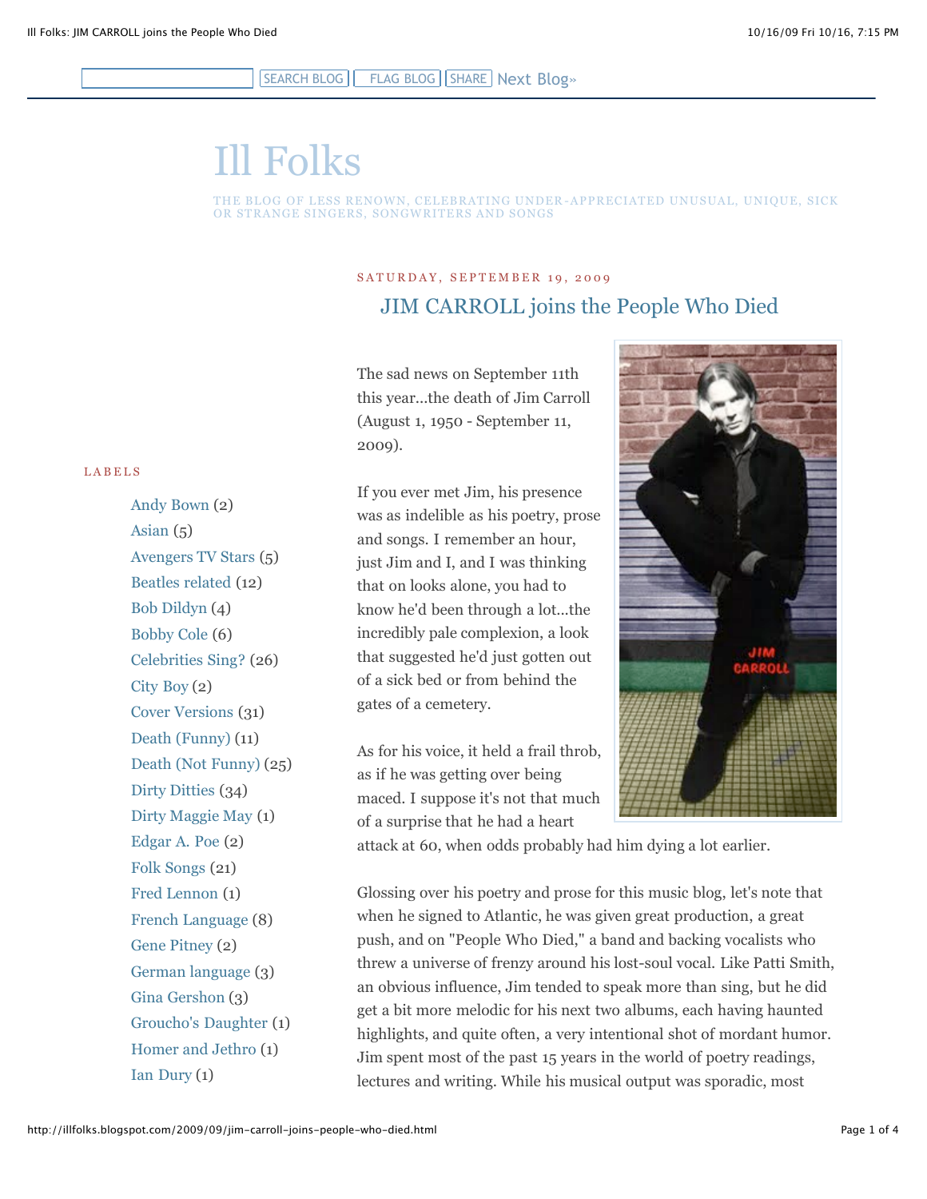SEARCH BLOG | FLAG BLOG | SHARE | Next Blog»

# Ill Folks

THE BLOG OF LESS RENOWN, CELEBRATING UNDER-APPRECIATED UNUSUAL, UNIQUE, SICK OR STRANGE SINGERS, SONGWRITERS AND SONGS

SATURDAY, SEPTEMBER 19, 2009

## JIM CARROLL joins the People Who Died

The sad news on September 11th this year...the death of Jim Carroll (August 1, 1950 - September 11, 2009).

If you ever met Jim, his presence was as indelible as his poetry, prose and songs. I remember an hour, just Jim and I, and I was thinking that on looks alone, you had to know he'd been through a lot...the incredibly pale complexion, a look that suggested he'd just gotten out of a sick bed or from behind the gates of a cemetery.

As for his voice, it held a frail throb, as if he was getting over being maced. I suppose it's not that much of a surprise that he had a heart attack at 60, when odds probably had him dying a lot earlier.

Glossing over his poetry and prose for this music blog, let's note that when he signed to Atlantic, he was given great production, a great push, and on "People Who Died," a band and backing vocalists who threw a universe of frenzy around his lost-soul vocal. Like Patti Smith, an obvious influence, Jim tended to speak more than sing, but he did get a bit more melodic for his next two albums, each having haunted highlights, and quite often, a very intentional shot of mordant humor. Jim spent most of the past 15 years in the world of poetry readings, lectures and writing. While his musical output was sporadic, most

LABELS

- Andy Bown (2)
- Asian (5)
- Avengers TV Stars (5)
- Beatles related (12)
- Bob Dildyn (4)
- Bobby Cole (6)
- Celebrities Sing? (26)
- City Boy (2)
- Cover Versions (31)
- Death (Funny) (11)
- Death (Not Funny) (25)
- Dirty Ditties (34)
- Dirty Maggie May (1)
- Edgar A. Poe (2)
- Folk Songs (21)
- Fred Lennon (1)
- French Language (8)
- Gene Pitney (2)
- German language (3)
- Gina Gershon (3)
- Groucho's Daughter (1)
- Homer and Jethro (1)
- Ian Dury (1)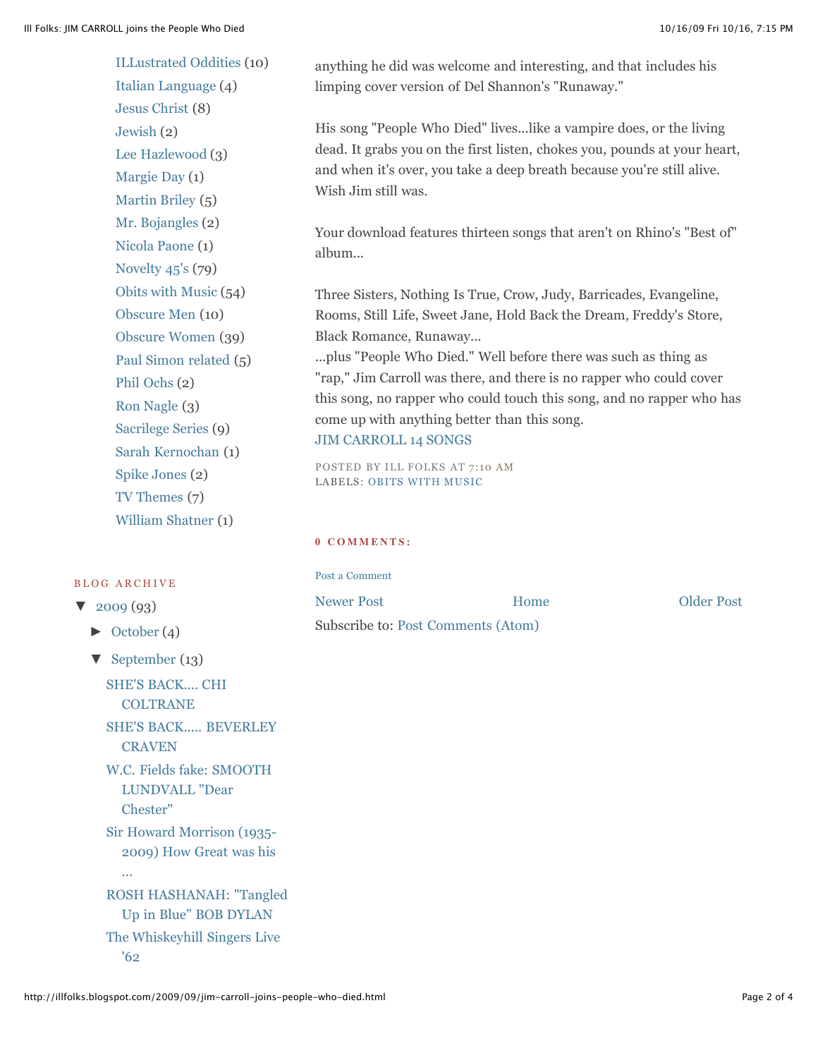anything he did was welcome and interesting, and that includes his limping cover version of Del Shannon's "Runaway."

His song "People Who Died" lives...like a vampire does, or the living dead. It grabs you on the first listen, chokes you, pounds at your heart, and when it's over, you take a deep breath because you're still alive. Wish Jim still was.

Your download features thirteen songs that aren't on Rhino's "Best of" album...

Three Sisters, Nothing Is True, Crow, Judy, Barricades, Evangeline, Rooms, Still Life, Sweet Jane, Hold Back the Dream, Freddy's Store, Black Romance, Runaway...
...plus "People Who Died." Well before there was such as thing as "rap," Jim Carroll was there, and there is no rapper who could cover this song, no rapper who could touch this song, and no rapper who has come up with anything better than this song.
JIM CARROLL 14 SONGS

POSTED BY ILL FOLKS AT 7:10 AM
LABELS: OBITS WITH MUSIC

**0 COMMENTS:**

Post a Comment

Newer Post | Home | Older Post

Subscribe to: Post Comments (Atom)

- ILLustrated Oddities (10)
- Italian Language (4)
- Jesus Christ (8)
- Jewish (2)
- Lee Hazlewood (3)
- Margie Day (1)
- Martin Briley (5)
- Mr. Bojangles (2)
- Nicola Paone (1)
- Novelty 45's (79)
- Obits with Music (54)
- Obscure Men (10)
- Obscure Women (39)
- Paul Simon related (5)
- Phil Ochs (2)
- Ron Nagle (3)
- Sacrilege Series (9)
- Sarah Kernochan (1)
- Spike Jones (2)
- TV Themes (7)
- William Shatner (1)

BLOG ARCHIVE

- ▼ 2009 (93)
  - ► October (4)
  - ▼ September (13)
    - SHE'S BACK.... CHI COLTRANE
    - SHE'S BACK..... BEVERLEY CRAVEN
    - W.C. Fields fake: SMOOTH LUNDVALL "Dear Chester"
    - Sir Howard Morrison (1935-2009) How Great was his ...
    - ROSH HASHANAH: "Tangled Up in Blue" BOB DYLAN
    - The Whiskeyhill Singers Live '62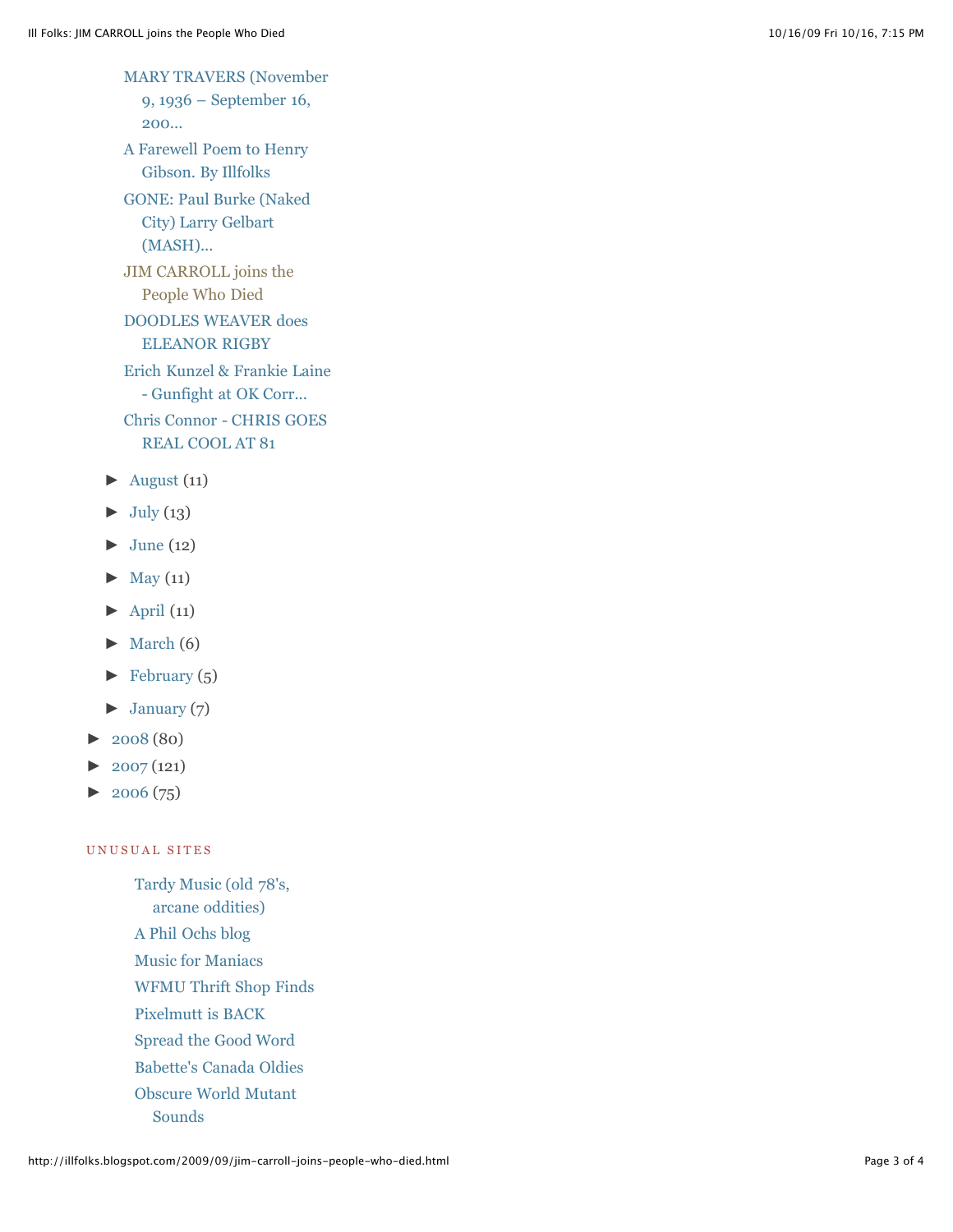- MARY TRAVERS (November 9, 1936 – September 16, 200...
- A Farewell Poem to Henry Gibson. By Illfolks
- GONE: Paul Burke (Naked City) Larry Gelbart (MASH)...
- JIM CARROLL joins the People Who Died
- DOODLES WEAVER does ELEANOR RIGBY
- Erich Kunzel & Frankie Laine - Gunfight at OK Corr...
- Chris Connor - CHRIS GOES REAL COOL AT 81

- ► August (11)
- ► July (13)
- ► June (12)
- ► May (11)
- ► April (11)
- ► March (6)
- ► February (5)
- ► January (7)

- ► 2008 (80)
- ► 2007 (121)
- ► 2006 (75)

## UNUSUAL SITES

- Tardy Music (old 78's, arcane oddities)
- A Phil Ochs blog
- Music for Maniacs
- WFMU Thrift Shop Finds
- Pixelmutt is BACK
- Spread the Good Word
- Babette's Canada Oldies
- Obscure World Mutant Sounds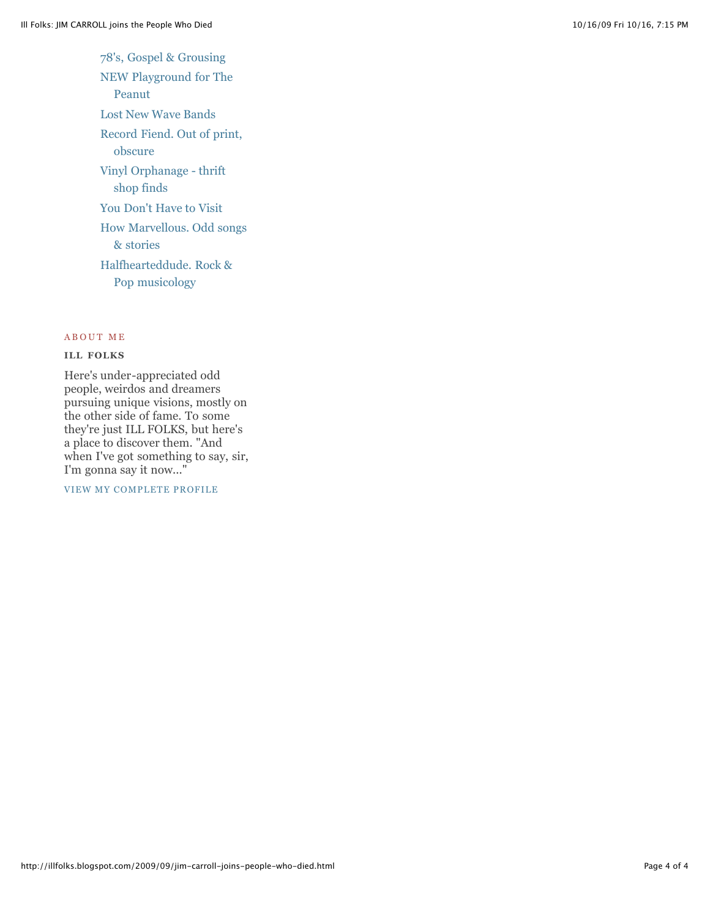- 78's, Gospel & Grousing
- NEW Playground for The Peanut
- Lost New Wave Bands
- Record Fiend. Out of print, obscure
- Vinyl Orphanage - thrift shop finds
- You Don't Have to Visit
- How Marvellous. Odd songs & stories
- Halfhearteddude. Rock & Pop musicology

## ABOUT ME

**ILL FOLKS**

Here's under-appreciated odd people, weirdos and dreamers pursuing unique visions, mostly on the other side of fame. To some they're just ILL FOLKS, but here's a place to discover them. "And when I've got something to say, sir, I'm gonna say it now..."

VIEW MY COMPLETE PROFILE